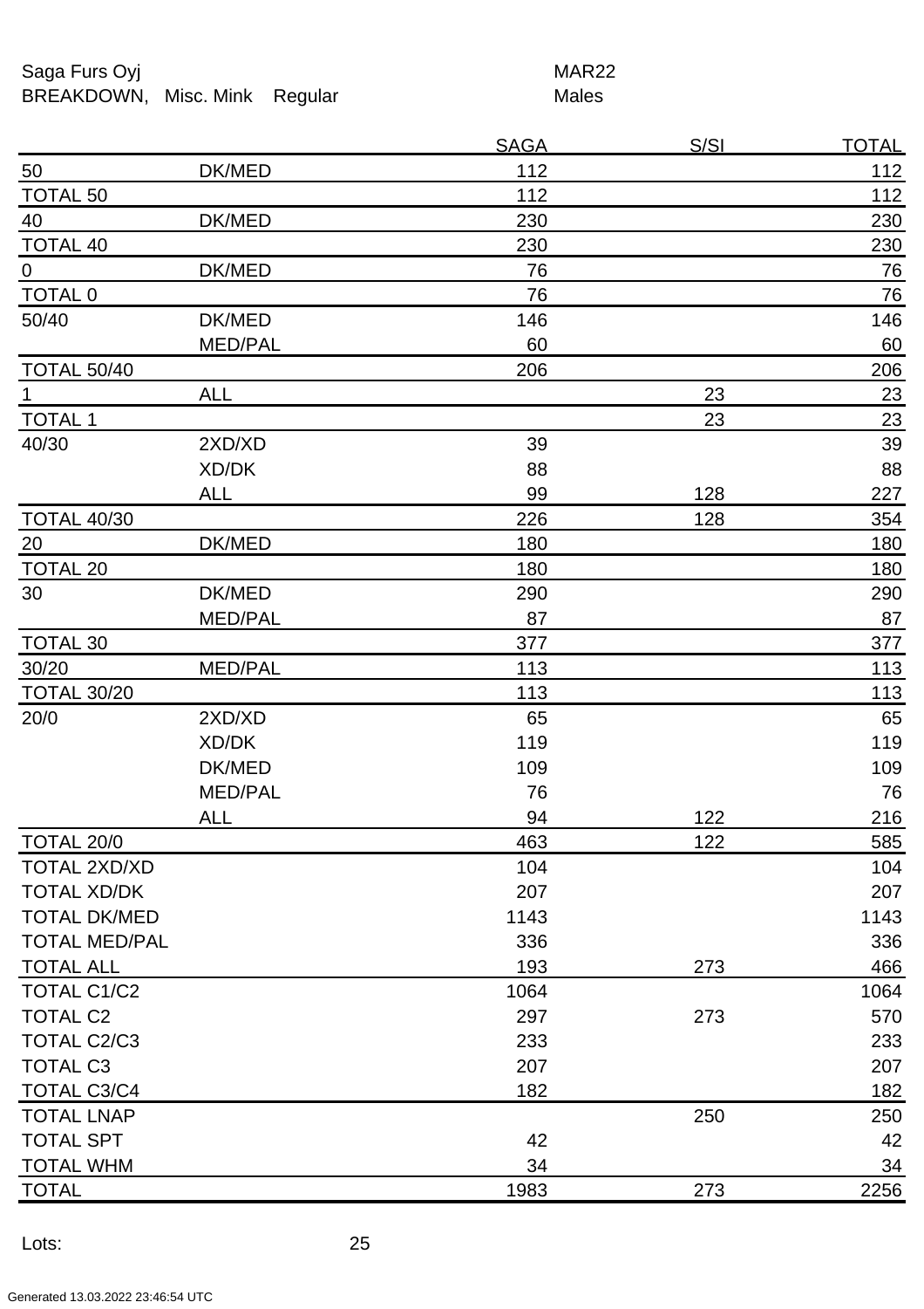Saga Furs Oyj
BREAKDOWN, Misc. Mink Regular

MAR22
Males

| | | SAGA | S/SI | TOTAL |
|---|---|---|---|---|
| 50 | DK/MED | 112 | | 112 |
| TOTAL 50 | | 112 | | 112 |
| 40 | DK/MED | 230 | | 230 |
| TOTAL 40 | | 230 | | 230 |
| 0 | DK/MED | 76 | | 76 |
| TOTAL 0 | | 76 | | 76 |
| 50/40 | DK/MED | 146 | | 146 |
| | MED/PAL | 60 | | 60 |
| TOTAL 50/40 | | 206 | | 206 |
| 1 | ALL | | 23 | 23 |
| TOTAL 1 | | | 23 | 23 |
| 40/30 | 2XD/XD | 39 | | 39 |
| | XD/DK | 88 | | 88 |
| | ALL | 99 | 128 | 227 |
| TOTAL 40/30 | | 226 | 128 | 354 |
| 20 | DK/MED | 180 | | 180 |
| TOTAL 20 | | 180 | | 180 |
| 30 | DK/MED | 290 | | 290 |
| | MED/PAL | 87 | | 87 |
| TOTAL 30 | | 377 | | 377 |
| 30/20 | MED/PAL | 113 | | 113 |
| TOTAL 30/20 | | 113 | | 113 |
| 20/0 | 2XD/XD | 65 | | 65 |
| | XD/DK | 119 | | 119 |
| | DK/MED | 109 | | 109 |
| | MED/PAL | 76 | | 76 |
| | ALL | 94 | 122 | 216 |
| TOTAL 20/0 | | 463 | 122 | 585 |
| TOTAL 2XD/XD | | 104 | | 104 |
| TOTAL XD/DK | | 207 | | 207 |
| TOTAL DK/MED | | 1143 | | 1143 |
| TOTAL MED/PAL | | 336 | | 336 |
| TOTAL ALL | | 193 | 273 | 466 |
| TOTAL C1/C2 | | 1064 | | 1064 |
| TOTAL C2 | | 297 | 273 | 570 |
| TOTAL C2/C3 | | 233 | | 233 |
| TOTAL C3 | | 207 | | 207 |
| TOTAL C3/C4 | | 182 | | 182 |
| TOTAL LNAP | | | 250 | 250 |
| TOTAL SPT | | 42 | | 42 |
| TOTAL WHM | | 34 | | 34 |
| TOTAL | | 1983 | 273 | 2256 |

Lots: 25

Generated 13.03.2022 23:46:54 UTC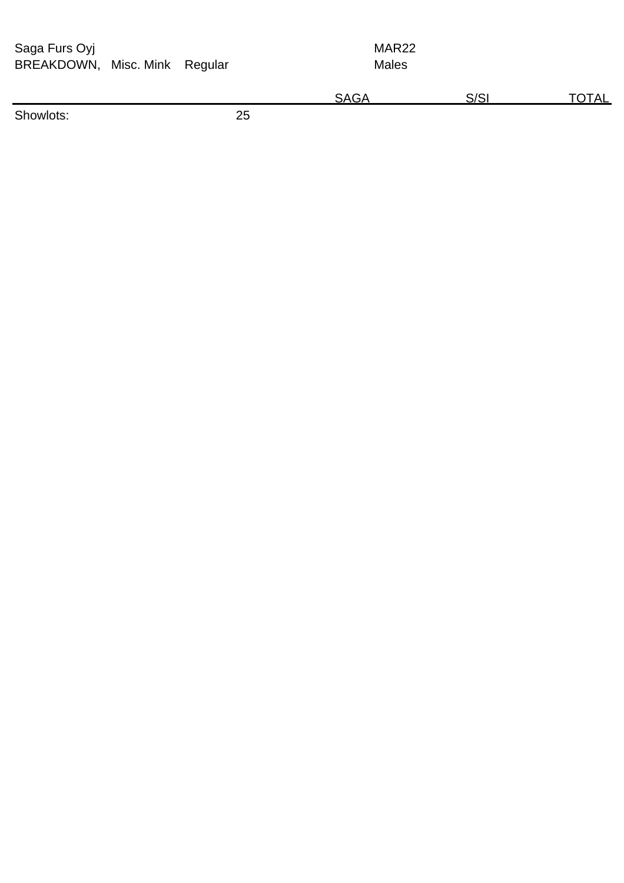Saga Furs Oyj
BREAKDOWN, Misc. Mink Regular

MAR22
Males

| | | SAGA | S/SI | TOTAL |
|---|---|---|---|---|
| Showlots: | 25 | | | |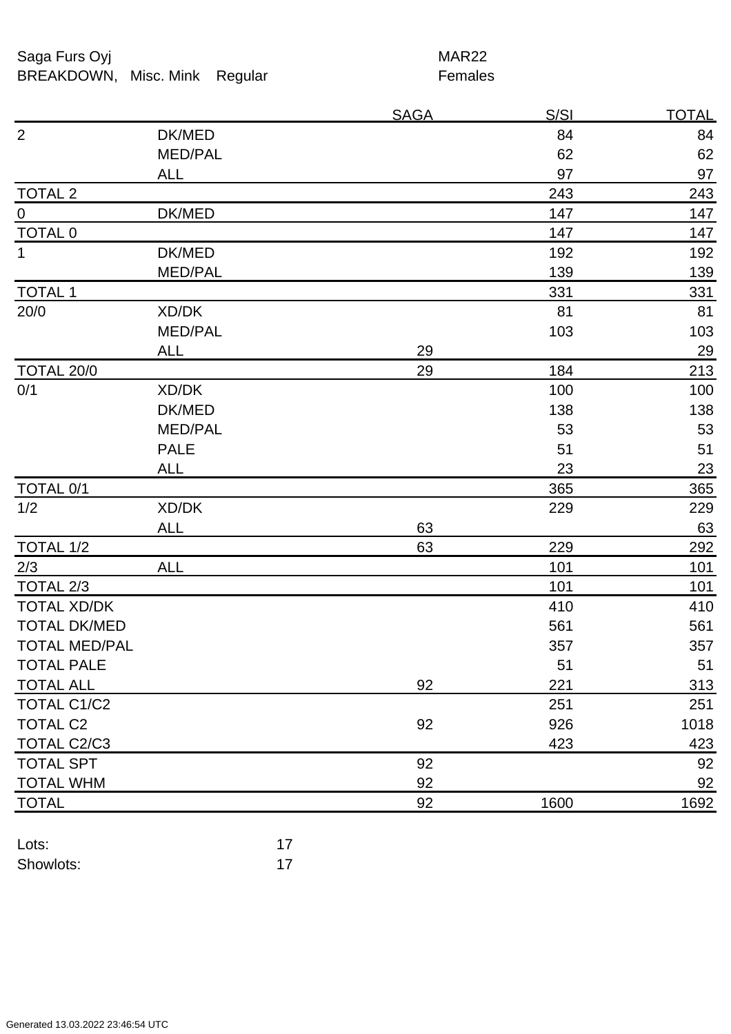Saga Furs Oyj
BREAKDOWN, Misc. Mink Regular

MAR22
Females

| | | SAGA | S/SI | TOTAL |
|---|---|---|---|---|
| 2 | DK/MED | | 84 | 84 |
| | MED/PAL | | 62 | 62 |
| | ALL | | 97 | 97 |
| TOTAL 2 | | | 243 | 243 |
| 0 | DK/MED | | 147 | 147 |
| TOTAL 0 | | | 147 | 147 |
| 1 | DK/MED | | 192 | 192 |
| | MED/PAL | | 139 | 139 |
| TOTAL 1 | | | 331 | 331 |
| 20/0 | XD/DK | | 81 | 81 |
| | MED/PAL | | 103 | 103 |
| | ALL | 29 | | 29 |
| TOTAL 20/0 | | 29 | 184 | 213 |
| 0/1 | XD/DK | | 100 | 100 |
| | DK/MED | | 138 | 138 |
| | MED/PAL | | 53 | 53 |
| | PALE | | 51 | 51 |
| | ALL | | 23 | 23 |
| TOTAL 0/1 | | | 365 | 365 |
| 1/2 | XD/DK | | 229 | 229 |
| | ALL | 63 | | 63 |
| TOTAL 1/2 | | 63 | 229 | 292 |
| 2/3 | ALL | | 101 | 101 |
| TOTAL 2/3 | | | 101 | 101 |
| TOTAL XD/DK | | | 410 | 410 |
| TOTAL DK/MED | | | 561 | 561 |
| TOTAL MED/PAL | | | 357 | 357 |
| TOTAL PALE | | | 51 | 51 |
| TOTAL ALL | | 92 | 221 | 313 |
| TOTAL C1/C2 | | | 251 | 251 |
| TOTAL C2 | | 92 | 926 | 1018 |
| TOTAL C2/C3 | | | 423 | 423 |
| TOTAL SPT | | 92 | | 92 |
| TOTAL WHM | | 92 | | 92 |
| TOTAL | | 92 | 1600 | 1692 |

Lots: 17
Showlots: 17

Generated 13.03.2022 23:46:54 UTC